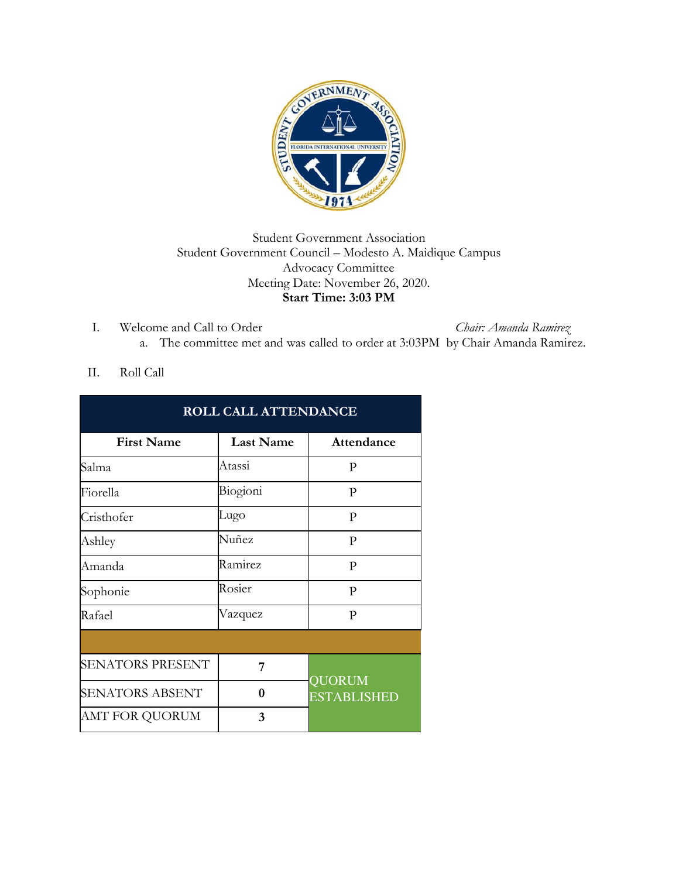Student Government Association
Student Government Council – Modesto A. Maidique Campus
Advocacy Committee
Meeting Date: November 26, 2020.
**Start Time: 3:03 PM**

I. Welcome and Call to Order *Chair: Amanda Ramirez*
   a. The committee met and was called to order at 3:03PM by Chair Amanda Ramirez.

II. Roll Call

| ROLL CALL ATTENDANCE | | |
|---|---|---|
| **First Name** | **Last Name** | **Attendance** |
| Salma | Atassi | P |
| Fiorella | Biogioni | P |
| Cristhofer | Lugo | P |
| Ashley | Nuñez | P |
| Amanda | Ramirez | P |
| Sophonie | Rosier | P |
| Rafael | Vazquez | P |
| | | |
| SENATORS PRESENT | 7 | QUORUM ESTABLISHED |
| SENATORS ABSENT | 0 | |
| AMT FOR QUORUM | 3 | |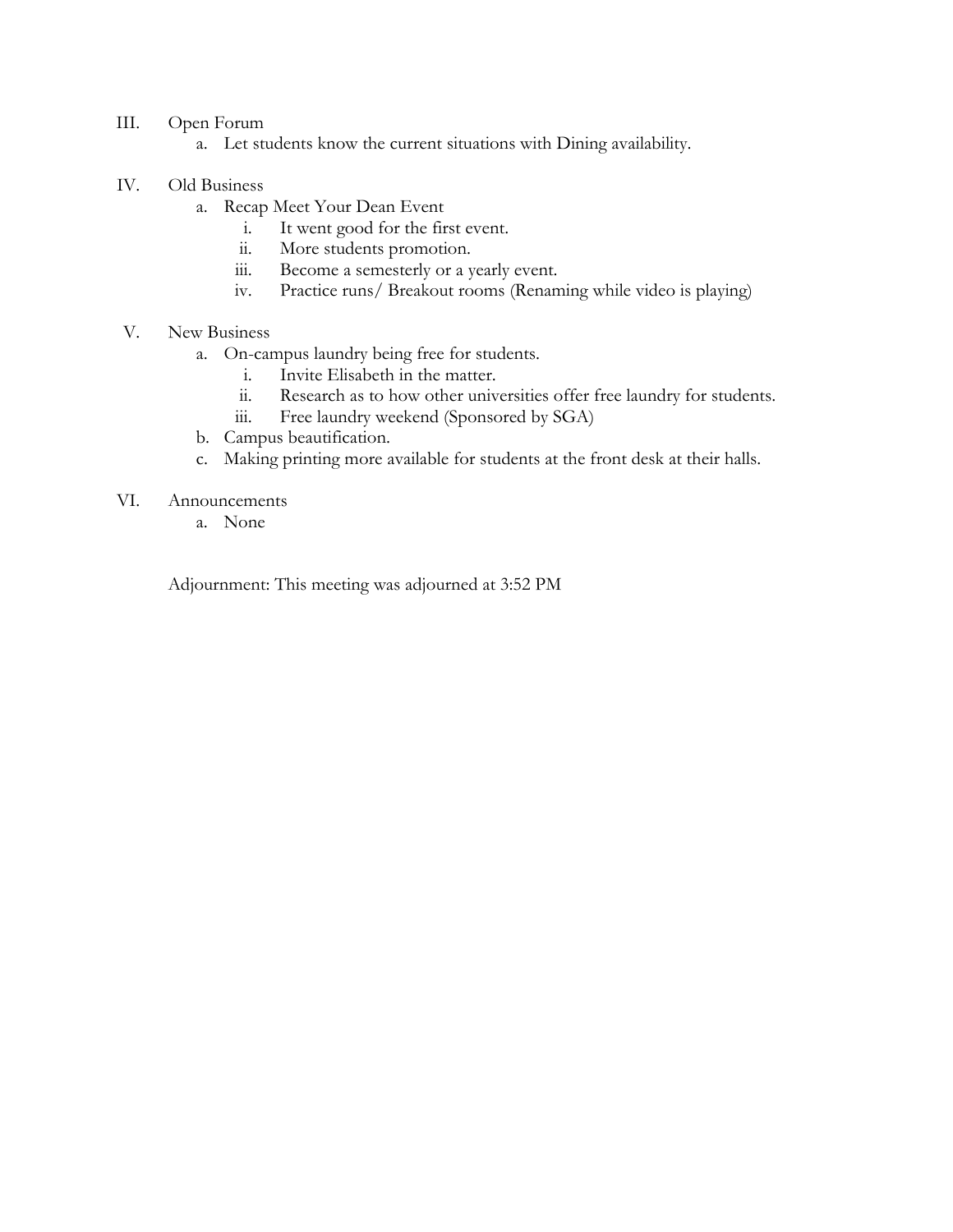III. Open Forum
   a. Let students know the current situations with Dining availability.

IV. Old Business
   a. Recap Meet Your Dean Event
      i. It went good for the first event.
      ii. More students promotion.
      iii. Become a semesterly or a yearly event.
      iv. Practice runs/ Breakout rooms (Renaming while video is playing)

V. New Business
   a. On-campus laundry being free for students.
      i. Invite Elisabeth in the matter.
      ii. Research as to how other universities offer free laundry for students.
      iii. Free laundry weekend (Sponsored by SGA)
   b. Campus beautification.
   c. Making printing more available for students at the front desk at their halls.

VI. Announcements
   a. None

Adjournment: This meeting was adjourned at 3:52 PM